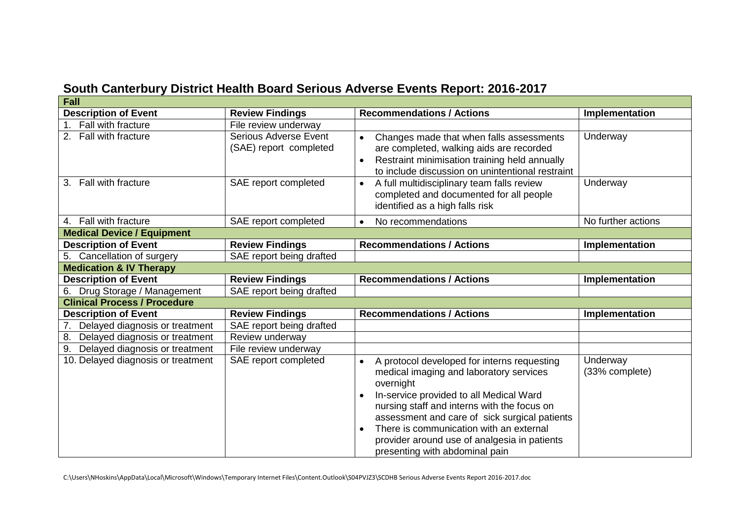# South Canterbury District Health Board Serious Adverse Events Report: 2016-2017

| **Fall** | | | |
|---|---|---|---|
| **Description of Event** | **Review Findings** | **Recommendations / Actions** | **Implementation** |
| 1. Fall with fracture | File review underway | | |
| 2. Fall with fracture | Serious Adverse Event (SAE) report completed | • Changes made that when falls assessments are completed, walking aids are recorded<br>• Restraint minimisation training held annually to include discussion on unintentional restraint | Underway |
| 3. Fall with fracture | SAE report completed | • A full multidisciplinary team falls review completed and documented for all people identified as a high falls risk | Underway |
| 4. Fall with fracture | SAE report completed | • No recommendations | No further actions |
| **Medical Device / Equipment** | | | |
| **Description of Event** | **Review Findings** | **Recommendations / Actions** | **Implementation** |
| 5. Cancellation of surgery | SAE report being drafted | | |
| **Medication & IV Therapy** | | | |
| **Description of Event** | **Review Findings** | **Recommendations / Actions** | **Implementation** |
| 6. Drug Storage / Management | SAE report being drafted | | |
| **Clinical Process / Procedure** | | | |
| **Description of Event** | **Review Findings** | **Recommendations / Actions** | **Implementation** |
| 7. Delayed diagnosis or treatment | SAE report being drafted | | |
| 8. Delayed diagnosis or treatment | Review underway | | |
| 9. Delayed diagnosis or treatment | File review underway | | |
| 10. Delayed diagnosis or treatment | SAE report completed | • A protocol developed for interns requesting medical imaging and laboratory services overnight<br>• In-service provided to all Medical Ward nursing staff and interns with the focus on assessment and care of sick surgical patients<br>• There is communication with an external provider around use of analgesia in patients presenting with abdominal pain | Underway (33% complete) |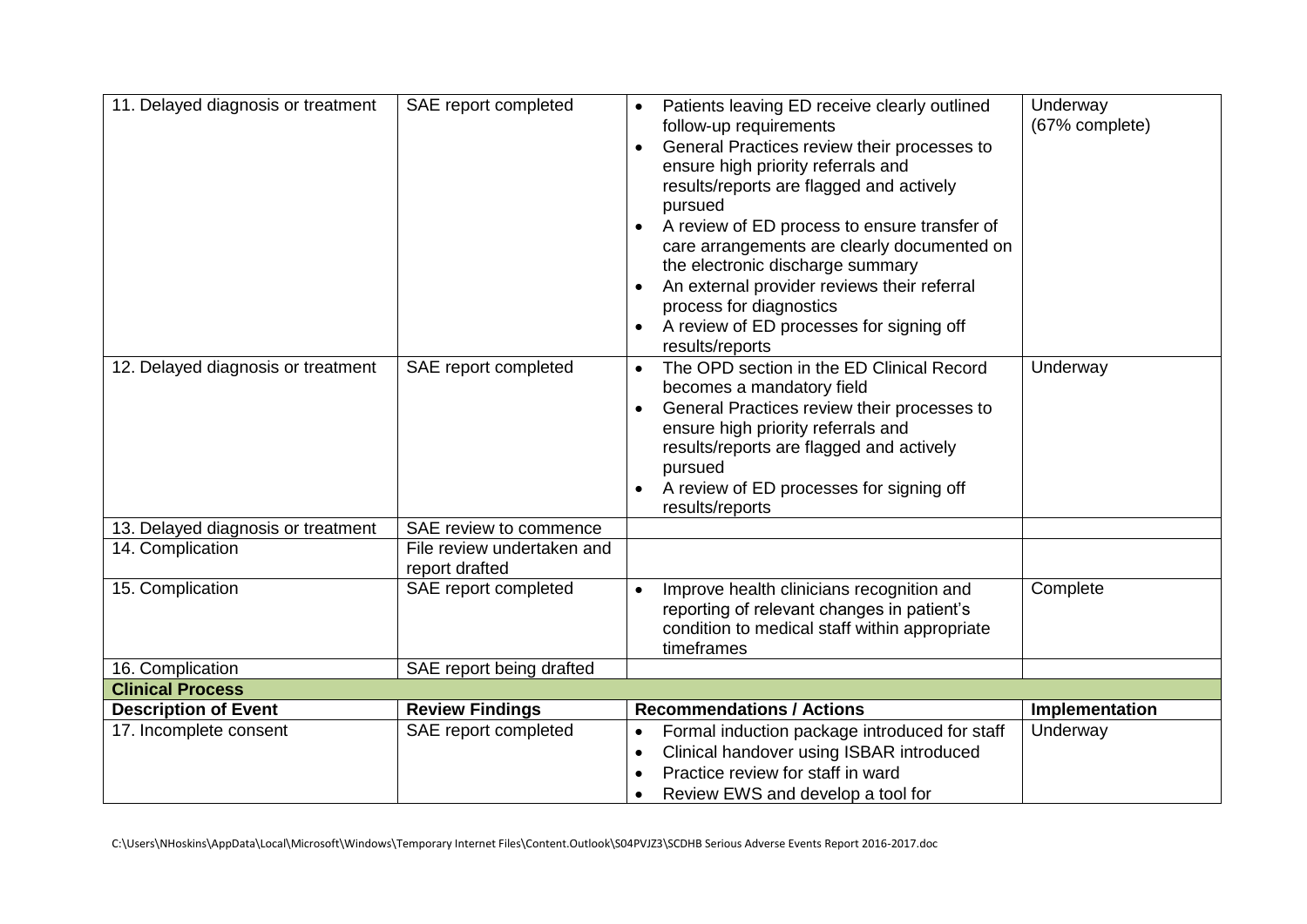| | | | |
|---|---|---|---|
| 11. Delayed diagnosis or treatment | SAE report completed | • Patients leaving ED receive clearly outlined follow-up requirements<br>• General Practices review their processes to ensure high priority referrals and results/reports are flagged and actively pursued<br>• A review of ED process to ensure transfer of care arrangements are clearly documented on the electronic discharge summary<br>• An external provider reviews their referral process for diagnostics<br>• A review of ED processes for signing off results/reports | Underway (67% complete) |
| 12. Delayed diagnosis or treatment | SAE report completed | • The OPD section in the ED Clinical Record becomes a mandatory field<br>• General Practices review their processes to ensure high priority referrals and results/reports are flagged and actively pursued<br>• A review of ED processes for signing off results/reports | Underway |
| 13. Delayed diagnosis or treatment | SAE review to commence | | |
| 14. Complication | File review undertaken and report drafted | | |
| 15. Complication | SAE report completed | • Improve health clinicians recognition and reporting of relevant changes in patient's condition to medical staff within appropriate timeframes | Complete |
| 16. Complication | SAE report being drafted | | |
| **Clinical Process** | | | |
| **Description of Event** | **Review Findings** | **Recommendations / Actions** | **Implementation** |
| 17. Incomplete consent | SAE report completed | • Formal induction package introduced for staff<br>• Clinical handover using ISBAR introduced<br>• Practice review for staff in ward<br>• Review EWS and develop a tool for | Underway |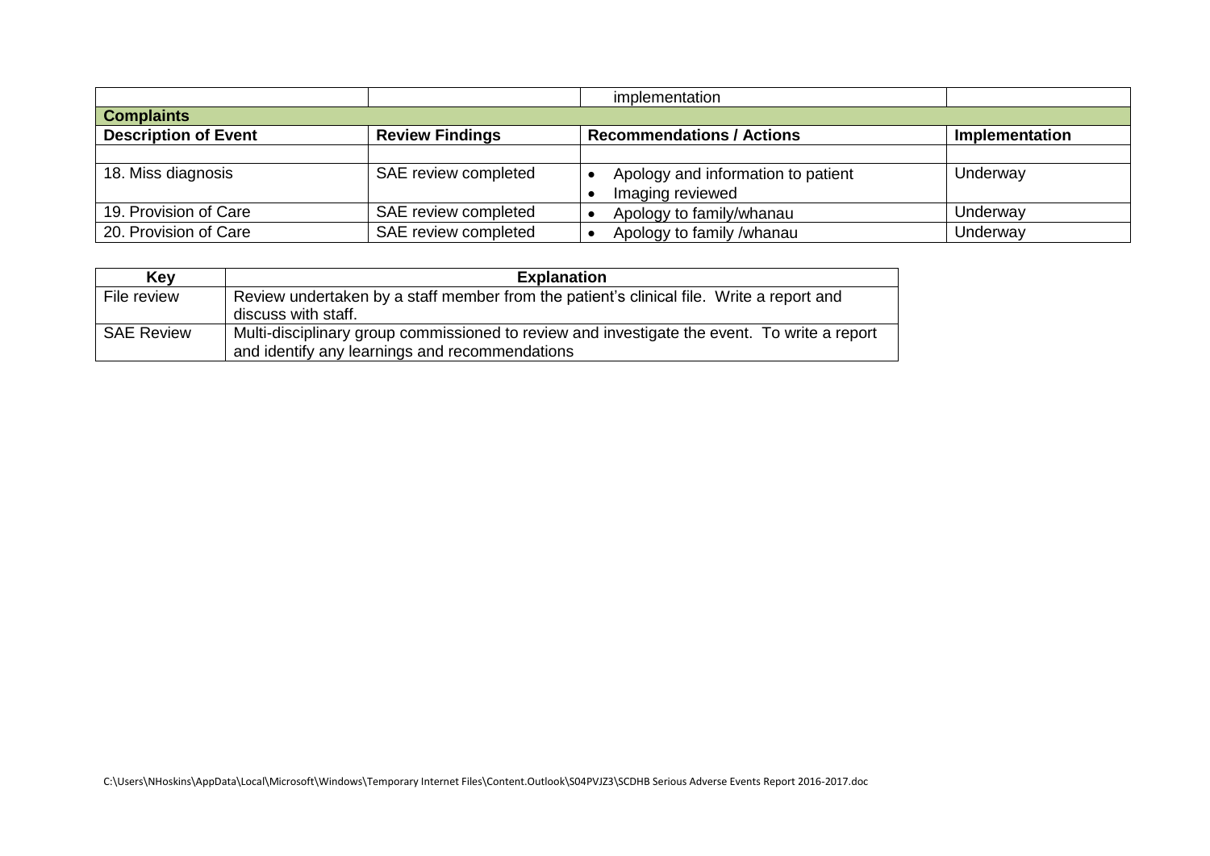| | | | |
|---|---|---|---|
| | | implementation | |
| **Complaints** | | | |
| **Description of Event** | **Review Findings** | **Recommendations / Actions** | **Implementation** |
| | | | |
| 18. Miss diagnosis | SAE review completed | • Apology and information to patient<br>• Imaging reviewed | Underway |
| 19. Provision of Care | SAE review completed | • Apology to family/whanau | Underway |
| 20. Provision of Care | SAE review completed | • Apology to family /whanau | Underway |

| Key | Explanation |
|---|---|
| File review | Review undertaken by a staff member from the patient's clinical file. Write a report and discuss with staff. |
| SAE Review | Multi-disciplinary group commissioned to review and investigate the event. To write a report and identify any learnings and recommendations |

C:\Users\NHoskins\AppData\Local\Microsoft\Windows\Temporary Internet Files\Content.Outlook\S04PVJZ3\SCDHB Serious Adverse Events Report 2016-2017.doc